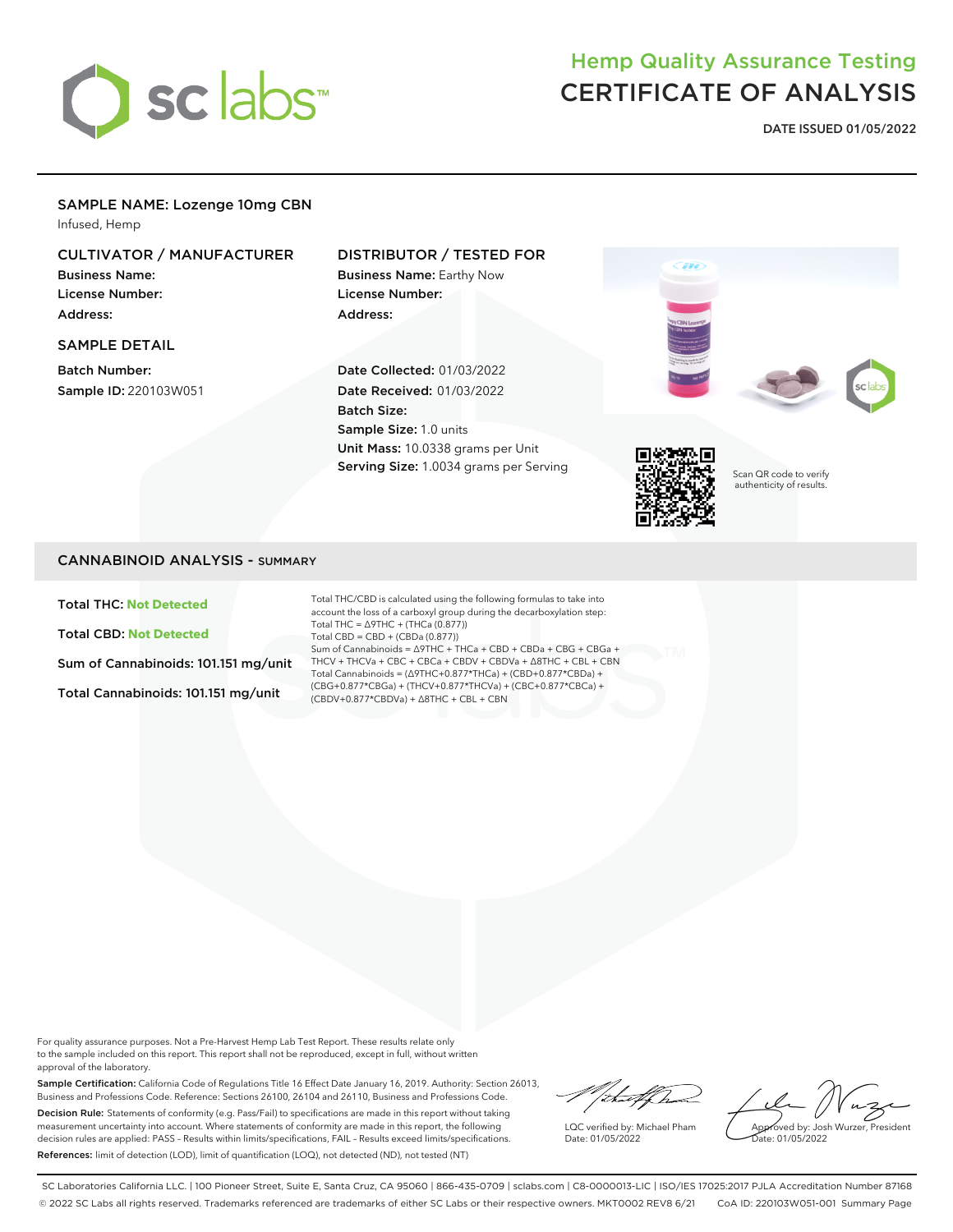# Hemp Quality Assurance Testing
# CERTIFICATE OF ANALYSIS

**DATE ISSUED 01/05/2022**

## SAMPLE NAME: Lozenge 10mg CBN

Infused, Hemp

### CULTIVATOR / MANUFACTURER

**Business Name:**
**License Number:**
**Address:**

### DISTRIBUTOR / TESTED FOR

**Business Name:** Earthy Now
**License Number:**
**Address:**

### SAMPLE DETAIL

**Batch Number:**
**Sample ID:** 220103W051

**Date Collected:** 01/03/2022
**Date Received:** 01/03/2022
**Batch Size:**
**Sample Size:** 1.0 units
**Unit Mass:** 10.0338 grams per Unit
**Serving Size:** 1.0034 grams per Serving

Scan QR code to verify authenticity of results.

## CANNABINOID ANALYSIS - SUMMARY

**Total THC:** Not Detected

**Total CBD:** Not Detected

**Sum of Cannabinoids:** 101.151 mg/unit

**Total Cannabinoids:** 101.151 mg/unit

Total THC/CBD is calculated using the following formulas to take into account the loss of a carboxyl group during the decarboxylation step:
Total THC = Δ9THC + (THCa (0.877))
Total CBD = CBD + (CBDa (0.877))
Sum of Cannabinoids = Δ9THC + THCa + CBD + CBDa + CBG + CBGa + THCV + THCVa + CBC + CBCa + CBDV + CBDVa + Δ8THC + CBL + CBN
Total Cannabinoids = (Δ9THC+0.877*THCa) + (CBD+0.877*CBDa) + (CBG+0.877*CBGa) + (THCV+0.877*THCVa) + (CBC+0.877*CBCa) + (CBDV+0.877*CBDVa) + Δ8THC + CBL + CBN

For quality assurance purposes. Not a Pre-Harvest Hemp Lab Test Report. These results relate only to the sample included on this report. This report shall not be reproduced, except in full, without written approval of the laboratory.

**Sample Certification:** California Code of Regulations Title 16 Effect Date January 16, 2019. Authority: Section 26013, Business and Professions Code. Reference: Sections 26100, 26104 and 26110, Business and Professions Code.

**Decision Rule:** Statements of conformity (e.g. Pass/Fail) to specifications are made in this report without taking measurement uncertainty into account. Where statements of conformity are made in this report, the following decision rules are applied: PASS – Results within limits/specifications, FAIL – Results exceed limits/specifications.

**References:** limit of detection (LOD), limit of quantification (LOQ), not detected (ND), not tested (NT)

LQC verified by: Michael Pham
Date: 01/05/2022

Approved by: Josh Wurzer, President
Date: 01/05/2022

SC Laboratories California LLC. | 100 Pioneer Street, Suite E, Santa Cruz, CA 95060 | 866-435-0709 | sclabs.com | C8-0000013-LIC | ISO/IES 17025:2017 PJLA Accreditation Number 87168
© 2022 SC Labs all rights reserved. Trademarks referenced are trademarks of either SC Labs or their respective owners. MKT0002 REV8 6/21 CoA ID: 220103W051-001 Summary Page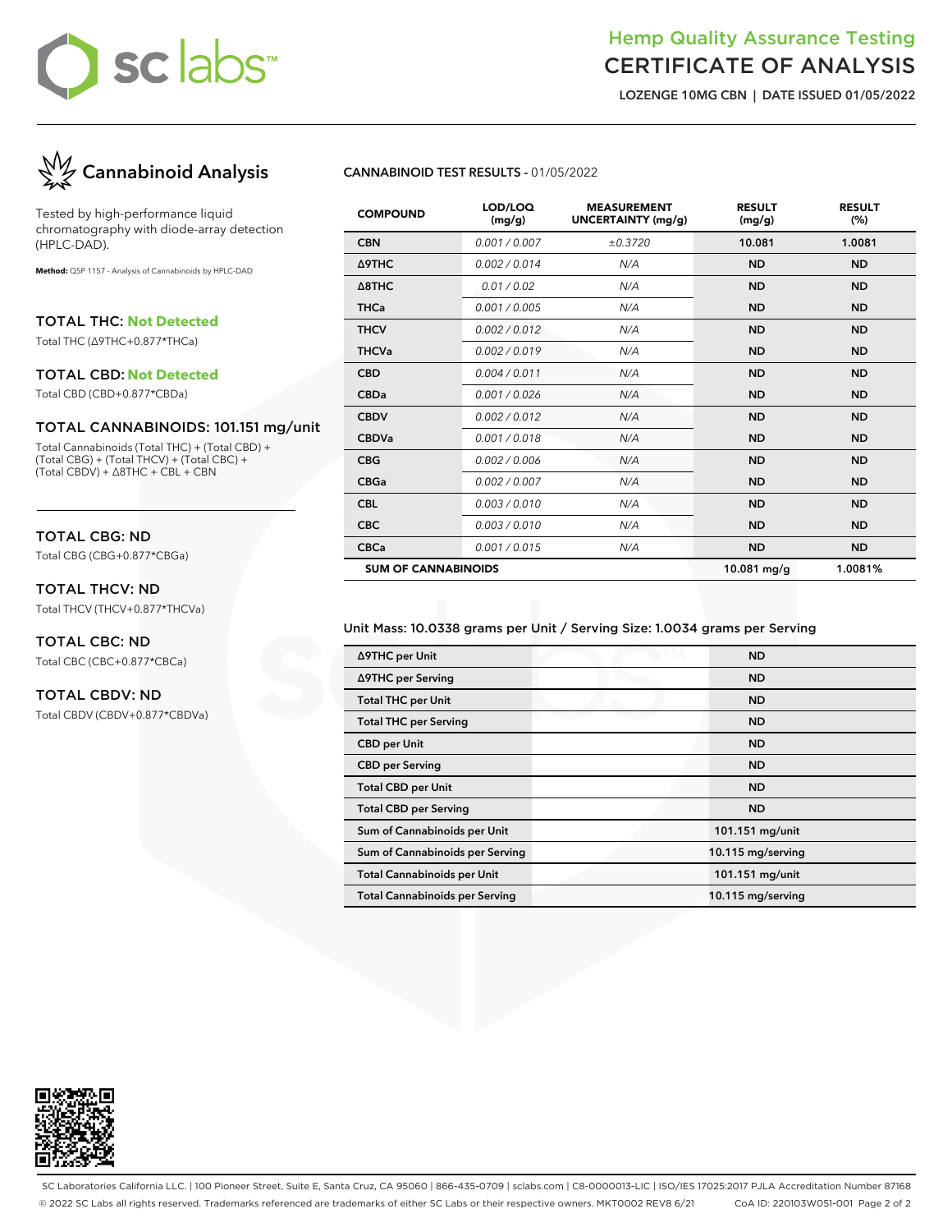# sc labs™

## Hemp Quality Assurance Testing
## CERTIFICATE OF ANALYSIS

**LOZENGE 10MG CBN | DATE ISSUED 01/05/2022**

## Cannabinoid Analysis

Tested by high-performance liquid chromatography with diode-array detection (HPLC-DAD).

**Method:** QSP 1157 - Analysis of Cannabinoids by HPLC-DAD

### TOTAL THC: Not Detected

Total THC (Δ9THC+0.877*THCa)

### TOTAL CBD: Not Detected

Total CBD (CBD+0.877*CBDa)

### TOTAL CANNABINOIDS: 101.151 mg/unit

Total Cannabinoids (Total THC) + (Total CBD) + (Total CBG) + (Total THCV) + (Total CBC) + (Total CBDV) + Δ8THC + CBL + CBN

### TOTAL CBG: ND

Total CBG (CBG+0.877*CBGa)

### TOTAL THCV: ND

Total THCV (THCV+0.877*THCVa)

### TOTAL CBC: ND

Total CBC (CBC+0.877*CBCa)

### TOTAL CBDV: ND

Total CBDV (CBDV+0.877*CBDVa)

**CANNABINOID TEST RESULTS** - 01/05/2022

| COMPOUND | LOD/LOQ (mg/g) | MEASUREMENT UNCERTAINTY (mg/g) | RESULT (mg/g) | RESULT (%) |
|---|---|---|---|---|
| CBN | 0.001 / 0.007 | ±0.3720 | 10.081 | 1.0081 |
| Δ9THC | 0.002 / 0.014 | N/A | ND | ND |
| Δ8THC | 0.01 / 0.02 | N/A | ND | ND |
| THCa | 0.001 / 0.005 | N/A | ND | ND |
| THCV | 0.002 / 0.012 | N/A | ND | ND |
| THCVa | 0.002 / 0.019 | N/A | ND | ND |
| CBD | 0.004 / 0.011 | N/A | ND | ND |
| CBDa | 0.001 / 0.026 | N/A | ND | ND |
| CBDV | 0.002 / 0.012 | N/A | ND | ND |
| CBDVa | 0.001 / 0.018 | N/A | ND | ND |
| CBG | 0.002 / 0.006 | N/A | ND | ND |
| CBGa | 0.002 / 0.007 | N/A | ND | ND |
| CBL | 0.003 / 0.010 | N/A | ND | ND |
| CBC | 0.003 / 0.010 | N/A | ND | ND |
| CBCa | 0.001 / 0.015 | N/A | ND | ND |
| **SUM OF CANNABINOIDS** | | | 10.081 mg/g | 1.0081% |

Unit Mass: 10.0338 grams per Unit / Serving Size: 1.0034 grams per Serving

| | |
|---|---|
| Δ9THC per Unit | ND |
| Δ9THC per Serving | ND |
| Total THC per Unit | ND |
| Total THC per Serving | ND |
| CBD per Unit | ND |
| CBD per Serving | ND |
| Total CBD per Unit | ND |
| Total CBD per Serving | ND |
| Sum of Cannabinoids per Unit | 101.151 mg/unit |
| Sum of Cannabinoids per Serving | 10.115 mg/serving |
| Total Cannabinoids per Unit | 101.151 mg/unit |
| Total Cannabinoids per Serving | 10.115 mg/serving |

SC Laboratories California LLC. | 100 Pioneer Street, Suite E, Santa Cruz, CA 95060 | 866-435-0709 | sclabs.com | C8-0000013-LIC | ISO/IES 17025:2017 PJLA Accreditation Number 87168

© 2022 SC Labs all rights reserved. Trademarks referenced are trademarks of either SC Labs or their respective owners. MKT0002 REV8 6/21 CoA ID: 220103W051-001